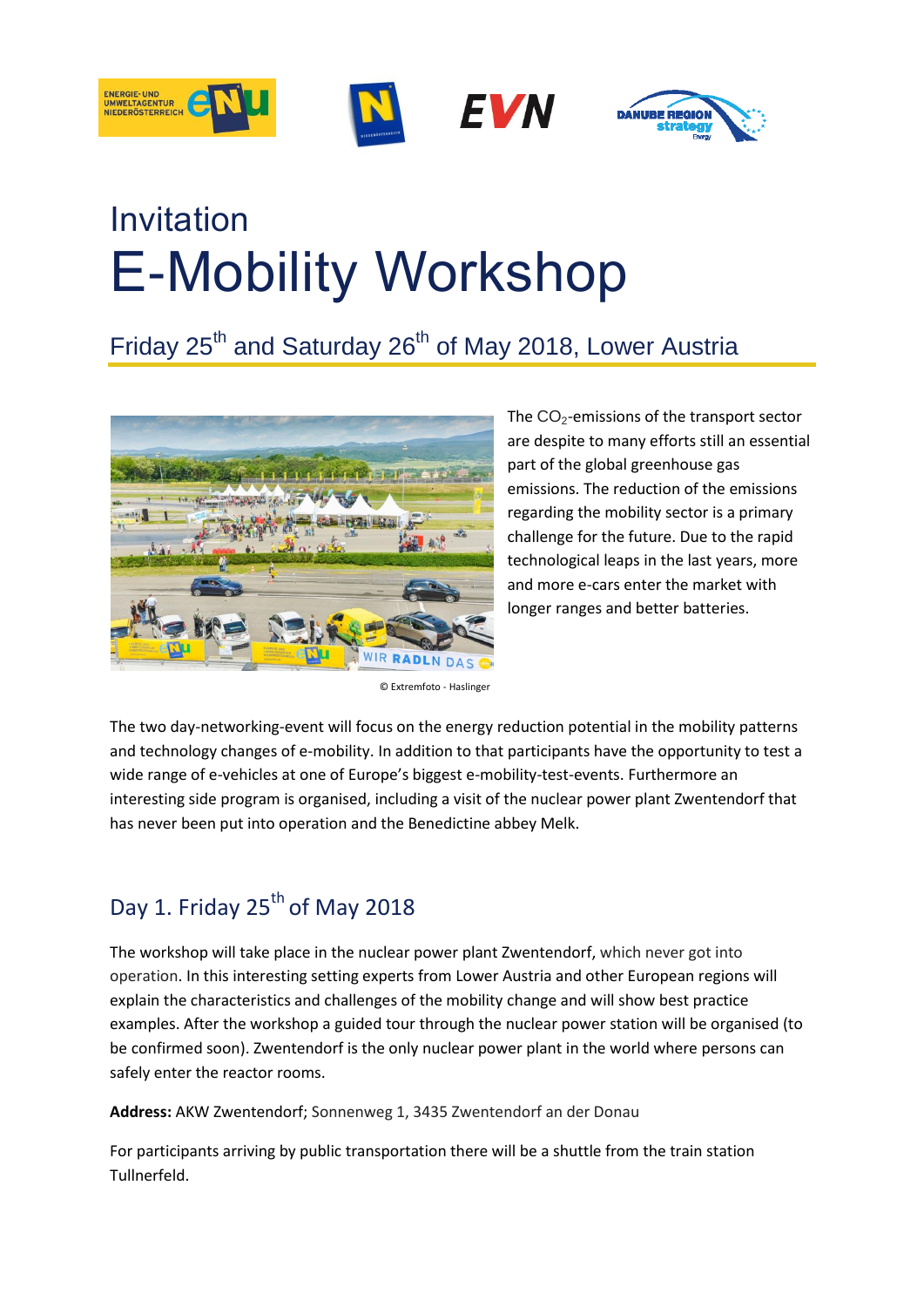# Invitation

# E-Mobility Workshop

## Friday 25th and Saturday 26th of May 2018, Lower Austria

© Extremfoto - Haslinger

The $CO_2$-emissions of the transport sector are despite to many efforts still an essential part of the global greenhouse gas emissions. The reduction of the emissions regarding the mobility sector is a primary challenge for the future. Due to the rapid technological leaps in the last years, more and more e-cars enter the market with longer ranges and better batteries.

The two day-networking-event will focus on the energy reduction potential in the mobility patterns and technology changes of e-mobility. In addition to that participants have the opportunity to test a wide range of e-vehicles at one of Europe's biggest e-mobility-test-events. Furthermore an interesting side program is organised, including a visit of the nuclear power plant Zwentendorf that has never been put into operation and the Benedictine abbey Melk.

## Day 1. Friday 25th of May 2018

The workshop will take place in the nuclear power plant Zwentendorf, which never got into operation. In this interesting setting experts from Lower Austria and other European regions will explain the characteristics and challenges of the mobility change and will show best practice examples. After the workshop a guided tour through the nuclear power station will be organised (to be confirmed soon). Zwentendorf is the only nuclear power plant in the world where persons can safely enter the reactor rooms.

**Address:** AKW Zwentendorf; Sonnenweg 1, 3435 Zwentendorf an der Donau

For participants arriving by public transportation there will be a shuttle from the train station Tullnerfeld.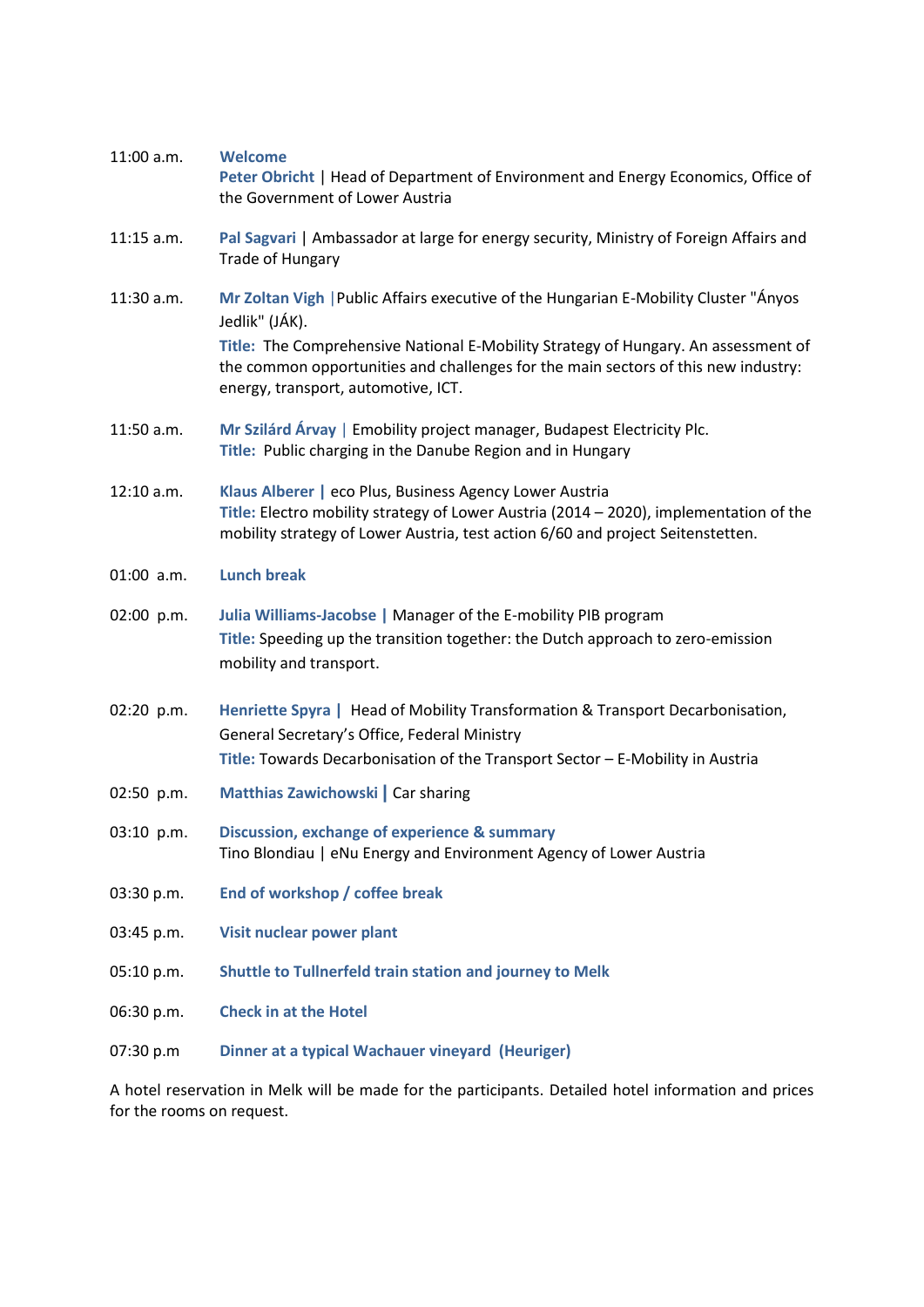| | |
|---|---|
| 11:00 a.m. | **Welcome**<br>**Peter Obricht** \| Head of Department of Environment and Energy Economics, Office of the Government of Lower Austria |
| 11:15 a.m. | **Pal Sagvari** \| Ambassador at large for energy security, Ministry of Foreign Affairs and Trade of Hungary |
| 11:30 a.m. | **Mr Zoltan Vigh** \|Public Affairs executive of the Hungarian E-Mobility Cluster "Ányos Jedlik" (JÁK).<br>**Title:** The Comprehensive National E-Mobility Strategy of Hungary. An assessment of the common opportunities and challenges for the main sectors of this new industry: energy, transport, automotive, ICT. |
| 11:50 a.m. | **Mr Szilárd Árvay** \| Emobility project manager, Budapest Electricity Plc.<br>**Title:** Public charging in the Danube Region and in Hungary |
| 12:10 a.m. | **Klaus Alberer** \| eco Plus, Business Agency Lower Austria<br>**Title:** Electro mobility strategy of Lower Austria (2014 – 2020), implementation of the mobility strategy of Lower Austria, test action 6/60 and project Seitenstetten. |
| 01:00 a.m. | **Lunch break** |
| 02:00 p.m. | **Julia Williams-Jacobse** \| Manager of the E-mobility PIB program<br>**Title:** Speeding up the transition together: the Dutch approach to zero-emission mobility and transport. |
| 02:20 p.m. | **Henriette Spyra** \| Head of Mobility Transformation & Transport Decarbonisation, General Secretary's Office, Federal Ministry<br>**Title:** Towards Decarbonisation of the Transport Sector – E-Mobility in Austria |
| 02:50 p.m. | **Matthias Zawichowski** \| Car sharing |
| 03:10 p.m. | **Discussion, exchange of experience & summary**<br>Tino Blondiau \| eNu Energy and Environment Agency of Lower Austria |
| 03:30 p.m. | **End of workshop / coffee break** |
| 03:45 p.m. | **Visit nuclear power plant** |
| 05:10 p.m. | **Shuttle to Tullnerfeld train station and journey to Melk** |
| 06:30 p.m. | **Check in at the Hotel** |
| 07:30 p.m | **Dinner at a typical Wachauer vineyard (Heuriger)** |

A hotel reservation in Melk will be made for the participants. Detailed hotel information and prices for the rooms on request.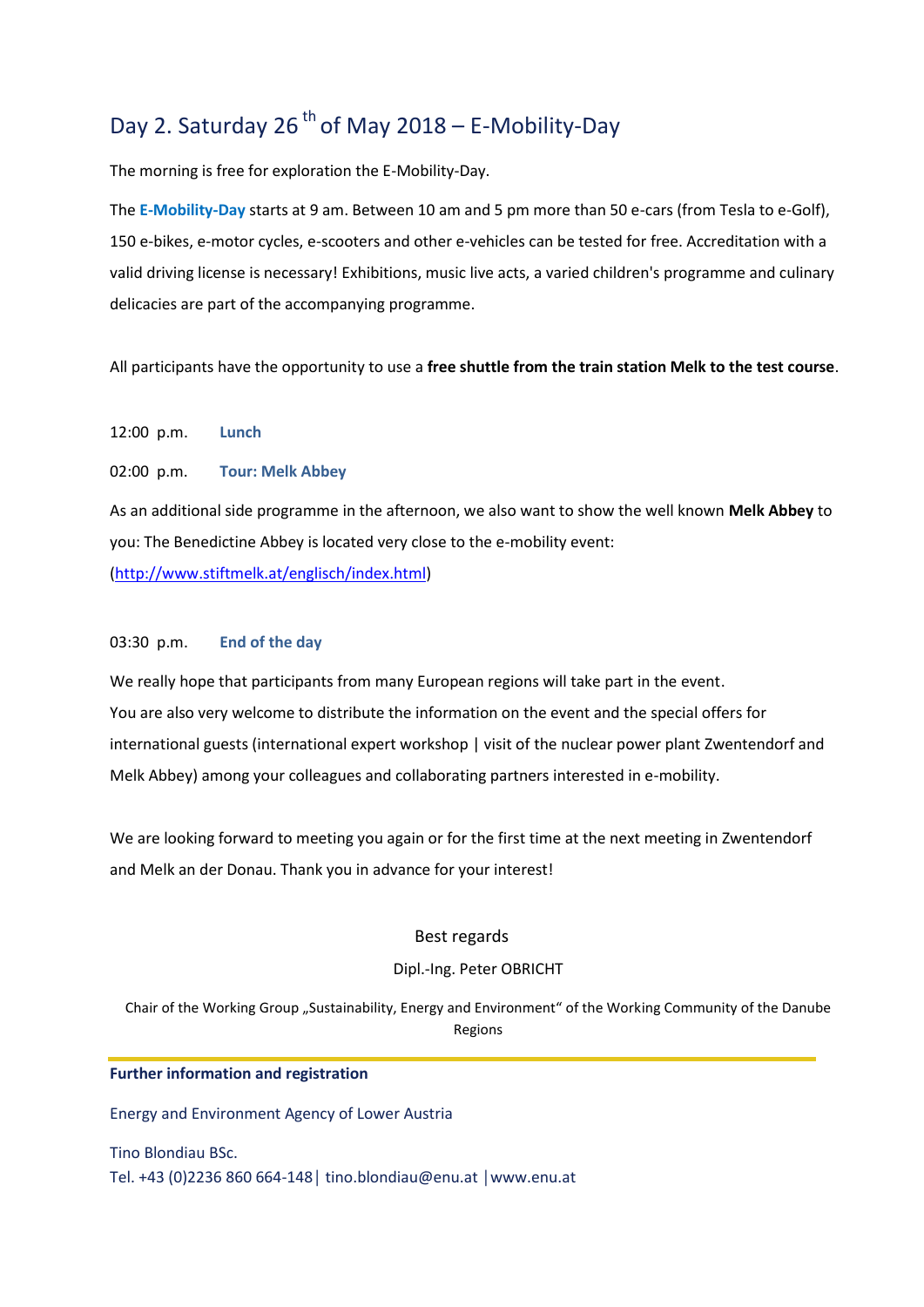## Day 2. Saturday 26 th of May 2018 – E-Mobility-Day

The morning is free for exploration the E-Mobility-Day.

The **E-Mobility-Day** starts at 9 am. Between 10 am and 5 pm more than 50 e-cars (from Tesla to e-Golf), 150 e-bikes, e-motor cycles, e-scooters and other e-vehicles can be tested for free. Accreditation with a valid driving license is necessary! Exhibitions, music live acts, a varied children's programme and culinary delicacies are part of the accompanying programme.

All participants have the opportunity to use a **free shuttle from the train station Melk to the test course**.

12:00 p.m. **Lunch**

02:00 p.m. **Tour: Melk Abbey**

As an additional side programme in the afternoon, we also want to show the well known **Melk Abbey** to you: The Benedictine Abbey is located very close to the e-mobility event: (http://www.stiftmelk.at/englisch/index.html)

03:30 p.m. **End of the day**

We really hope that participants from many European regions will take part in the event.
You are also very welcome to distribute the information on the event and the special offers for international guests (international expert workshop | visit of the nuclear power plant Zwentendorf and Melk Abbey) among your colleagues and collaborating partners interested in e-mobility.

We are looking forward to meeting you again or for the first time at the next meeting in Zwentendorf and Melk an der Donau. Thank you in advance for your interest!

Best regards

Dipl.-Ing. Peter OBRICHT

Chair of the Working Group „Sustainability, Energy and Environment" of the Working Community of the Danube Regions

---

**Further information and registration**

Energy and Environment Agency of Lower Austria

Tino Blondiau BSc.
Tel. +43 (0)2236 860 664-148 | tino.blondiau@enu.at | www.enu.at